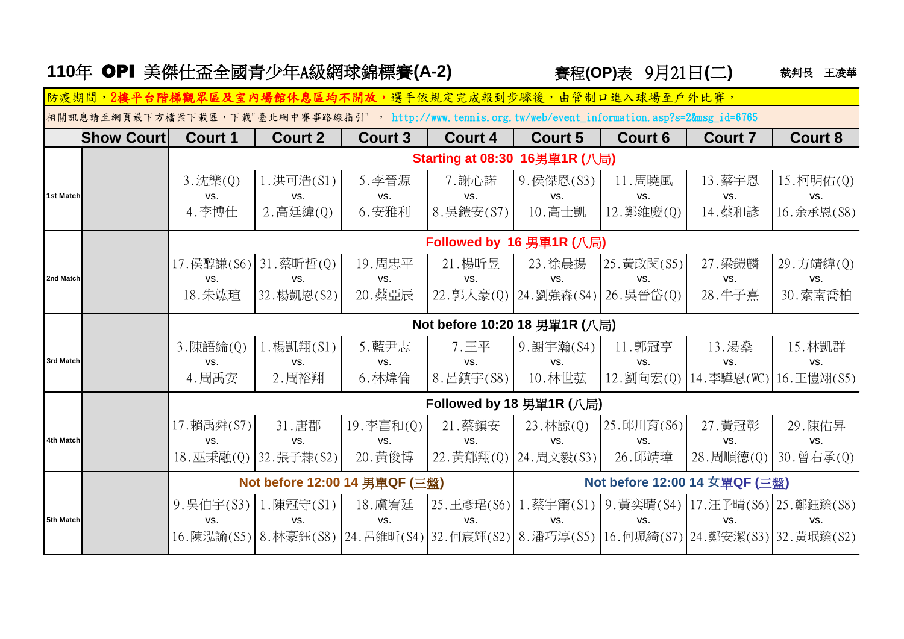# 110年 OPI 美傑仕盃全國青少年A級網球錦標賽(A-2)

**賽程(OP)表 9月21日(二)**　　裁判長 王凌華

防疫期間，2樓平台階梯觀眾區及室內場館休息區均不開放，選手依規定完成報到步驟後，由管制口進入球場至戶外比賽，

相關訊息請至網頁最下方檔案下載區，下載"臺北網中賽事路線指引"，http://www.tenis.org.tw/web/event_information.asp?s=2&msg_id=6765

| | Show Court | Court 1 | Court 2 | Court 3 | Court 4 | Court 5 | Court 6 | Court 7 | Court 8 |
|---|---|---|---|---|---|---|---|---|---|
| | | Starting at 08:30 16男單1R (八局) | | | | | | | |
| 1st Match | | 3.沈樂(Q) vs. 4.李博仕 | 1.洪可浩(S1) vs. 2.高廷緯(Q) | 5.李晉源 vs. 6.安雅利 | 7.謝心諾 vs. 8.吳鎧安(S7) | 9.侯傑恩(S3) vs. 10.高士凱 | 11.周曉風 vs. 12.鄭維慶(Q) | 13.蔡宇恩 vs. 14.蔡和諺 | 15.柯明佑(Q) vs. 16.余承恩(S8) |
| | | Followed by 16 男單1R (八局) | | | | | | | |
| 2nd Match | | 17.侯醇謙(S6) vs. 18.朱竑瑄 | 31.蔡昕哲(Q) vs. 32.楊凱恩(S2) | 19.周忠平 vs. 20.蔡亞辰 | 21.楊昕昱 vs. 22.郭人豪(Q) | 23.徐晨揚 vs. 24.劉強森(S4) | 25.黃政閔(S5) vs. 26.吳晉岱(Q) | 27.梁鎧麟 vs. 28.牛子熹 | 29.方靖緯(Q) vs. 30.索南喬柏 |
| | | Not before 10:20 18 男單1R (八局) | | | | | | | |
| 3rd Match | | 3.陳語綸(Q) vs. 4.周禹安 | 1.楊凱翔(S1) vs. 2.周裕翔 | 5.藍尹志 vs. 6.林煒倫 | 7.王平 vs. 8.呂鎮宇(S8) | 9.謝宇瀚(S4) vs. 10.林世弦 | 11.郭冠亨 vs. 12.劉向宏(Q) | 13.湯桑 vs. 14.李驊恩(WC) | 15.林凱群 vs. 16.王愷翊(S5) |
| | | Followed by 18 男單1R (八局) | | | | | | | |
| 4th Match | | 17.賴禹舜(S7) vs. 18.巫秉融(Q) | 31.唐郡 vs. 32.張子隸(S2) | 19.李富和(Q) vs. 20.黃俊博 | 21.蔡鎮安 vs. 22.黃郁翔(Q) | 23.林諒(Q) vs. 24.周文毅(S3) | 25.邱川育(S6) vs. 26.邱靖璋 | 27.黃冠彰 vs. 28.周順德(Q) | 29.陳佑昇 vs. 30.曾右承(Q) |
| | | Not before 12:00 14 男單QF (三盤) | | | | Not before 12:00 14 女單QF (三盤) | | | |
| 5th Match | | 9.吳伯宇(S3) vs. 16.陳泓諭(S5) | 1.陳冠守(S1) vs. 8.林豪鈺(S8) | 18.盧宥廷 vs. 24.呂維昕(S4) | 25.王彥珺(S6) vs. 32.何宸輝(S2) | 1.蔡宇甯(S1) vs. 8.潘巧淳(S5) | 9.黃奕晴(S4) vs. 16.何珮綺(S7) | 17.汪予晴(S6) vs. 24.鄭安潔(S3) | 25.鄭鈺臻(S8) vs. 32.黃珉臻(S2) |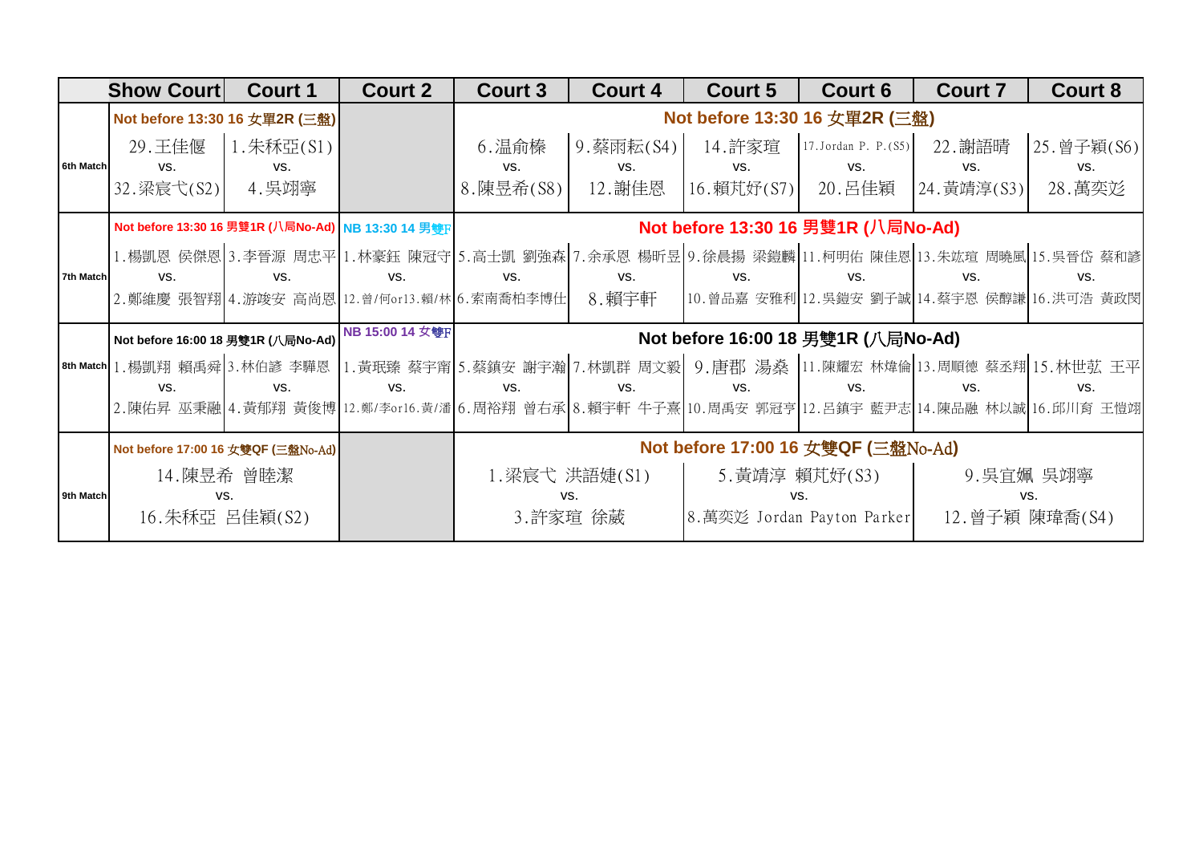| | Show Court | Court 1 | Court 2 | Court 3 | Court 4 | Court 5 | Court 6 | Court 7 | Court 8 |
|---|---|---|---|---|---|---|---|---|---|
| | Not before 13:30 16 女單2R (三盤) | | | Not before 13:30 16 女單2R (三盤) | | | | | |
| 6th Match | 29.王佳偃 vs. 32.梁宸弋(S2) | 1.朱秝亞(S1) vs. 4.吳翊寧 | | 6.温俞榛 vs. 8.陳昱希(S8) | 9.蔡雨耘(S4) vs. 12.謝佳恩 | 14.許家瑄 vs. 16.賴芃妤(S7) | 17.Jordan P. P.(S5) vs. 20.呂佳穎 | 22.謝語晴 vs. 24.黃靖淳(S3) | 25.曾子穎(S6) vs. 28.萬奕彣 |
| | Not before 13:30 16 男雙1R (八局No-Ad) | | NB 13:30 14 男雙F | Not before 13:30 16 男雙1R (八局No-Ad) | | | | | |
| 7th Match | 1.楊凱恩 侯傑恩 vs. 2.鄭維慶 張智翔 | 3.李晉源 周忠平 vs. 4.游竣安 高尚恩 | 1.林豪鈺 陳冠守 vs. 12.曾/何or13.賴/林 | 5.高士凱 劉強森 vs. 6.索南喬柏李博仕 | 7.余承恩 楊昕昱 vs. 8.賴宇軒 | 9.徐晨揚 梁鎧麟 vs. 10.曾品嘉 安雅利 | 11.柯明佑 陳佳恩 vs. 12.吳鎧安 劉子誠 | 13.朱竑瑄 周曉風 vs. 14.蔡宇恩 侯醇謙 | 15.吳晉岱 蔡和諺 vs. 16.洪可浩 黃政閔 |
| | Not before 16:00 18 男雙1R (八局No-Ad) | | NB 15:00 14 女雙F | Not before 16:00 18 男雙1R (八局No-Ad) | | | | | |
| 8th Match | 1.楊凱翔 賴禹舜 vs. 2.陳佑昇 巫秉融 | 3.林伯諺 李驊恩 vs. 4.黃郁翔 黃俊博 | 1.黃珉臻 蔡宇甯 vs. 12.鄭/李or16.黃/潘 | 5.蔡鎮安 謝宇瀚 vs. 6.周裕翔 曾右承 | 7.林凱群 周文毅 vs. 8.賴宇軒 牛子熹 | 9.唐郡 湯燊 vs. 10.周禹安 郭冠亨 | 11.陳耀宏 林煒倫 vs. 12.呂鎮宇 藍尹志 | 13.周順德 蔡丞翔 vs. 14.陳品融 林以誠 | 15.林世弦 王平 vs. 16.邱川育 王愷翊 |
| | Not before 17:00 16 女雙QF (三盤No-Ad) | | | Not before 17:00 16 女雙QF (三盤No-Ad) | | | | | |
| 9th Match | 14.陳昱希 曾睦潔 vs. 16.朱秝亞 呂佳穎(S2) | | | 1.梁宸弋 洪語婕(S1) vs. 3.許家瑄 徐葳 | | 5.黃靖淳 賴芃妤(S3) vs. 8.萬奕彣 Jordan Payton Parker | | 9.吳宜姵 吳翊寧 vs. 12.曾子穎 陳瑋喬(S4) | |